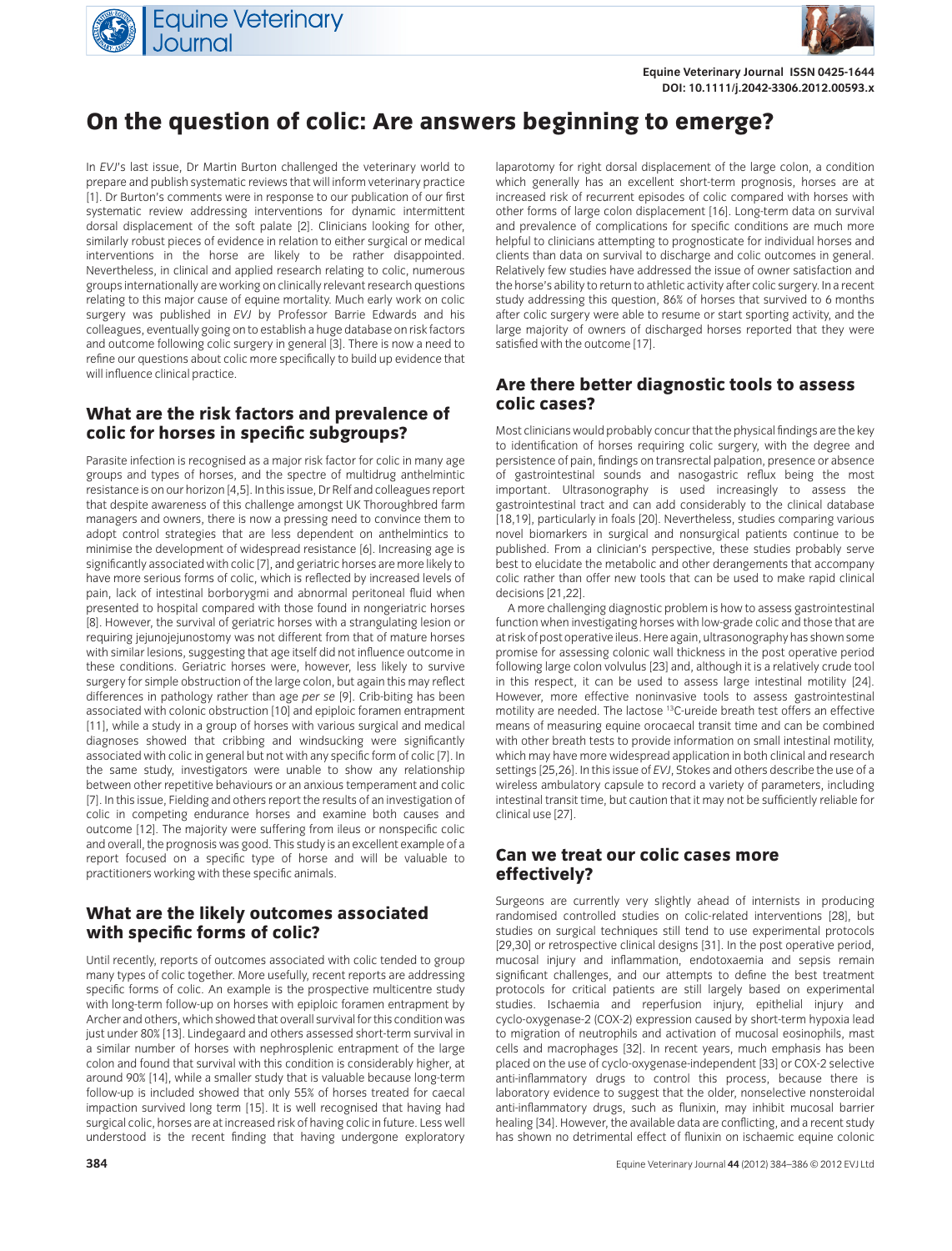# On the question of colic: Are answers beginning to emerge?

In *EVJ*'s last issue, Dr Martin Burton challenged the veterinary world to prepare and publish systematic reviews that will inform veterinary practice [1]. Dr Burton's comments were in response to our publication of our first systematic review addressing interventions for dynamic intermittent dorsal displacement of the soft palate [2]. Clinicians looking for other, similarly robust pieces of evidence in relation to either surgical or medical interventions in the horse are likely to be rather disappointed. Nevertheless, in clinical and applied research relating to colic, numerous groups internationally are working on clinically relevant research questions relating to this major cause of equine mortality. Much early work on colic surgery was published in *EVJ* by Professor Barrie Edwards and his colleagues, eventually going on to establish a huge database on risk factors and outcome following colic surgery in general [3]. There is now a need to refine our questions about colic more specifically to build up evidence that will influence clinical practice.

## What are the risk factors and prevalence of colic for horses in specific subgroups?

Parasite infection is recognised as a major risk factor for colic in many age groups and types of horses, and the spectre of multidrug anthelmintic resistance is on our horizon [4,5]. In this issue, Dr Relf and colleagues report that despite awareness of this challenge amongst UK Thoroughbred farm managers and owners, there is now a pressing need to convince them to adopt control strategies that are less dependent on anthelmintics to minimise the development of widespread resistance [6]. Increasing age is significantly associated with colic [7], and geriatric horses are more likely to have more serious forms of colic, which is reflected by increased levels of pain, lack of intestinal borborygmi and abnormal peritoneal fluid when presented to hospital compared with those found in nongeriatric horses [8]. However, the survival of geriatric horses with a strangulating lesion or requiring jejunojejunostomy was not different from that of mature horses with similar lesions, suggesting that age itself did not influence outcome in these conditions. Geriatric horses were, however, less likely to survive surgery for simple obstruction of the large colon, but again this may reflect differences in pathology rather than age *per se* [9]. Crib-biting has been associated with colonic obstruction [10] and epiploic foramen entrapment [11], while a study in a group of horses with various surgical and medical diagnoses showed that cribbing and windsucking were significantly associated with colic in general but not with any specific form of colic [7]. In the same study, investigators were unable to show any relationship between other repetitive behaviours or an anxious temperament and colic [7]. In this issue, Fielding and others report the results of an investigation of colic in competing endurance horses and examine both causes and outcome [12]. The majority were suffering from ileus or nonspecific colic and overall, the prognosis was good. This study is an excellent example of a report focused on a specific type of horse and will be valuable to practitioners working with these specific animals.

## What are the likely outcomes associated with specific forms of colic?

Until recently, reports of outcomes associated with colic tended to group many types of colic together. More usefully, recent reports are addressing specific forms of colic. An example is the prospective multicentre study with long-term follow-up on horses with epiploic foramen entrapment by Archer and others, which showed that overall survival for this condition was just under 80% [13]. Lindegaard and others assessed short-term survival in a similar number of horses with nephrosplenic entrapment of the large colon and found that survival with this condition is considerably higher, at around 90% [14], while a smaller study that is valuable because long-term follow-up is included showed that only 55% of horses treated for caecal impaction survived long term [15]. It is well recognised that having had surgical colic, horses are at increased risk of having colic in future. Less well understood is the recent finding that having undergone exploratory laparotomy for right dorsal displacement of the large colon, a condition which generally has an excellent short-term prognosis, horses are at increased risk of recurrent episodes of colic compared with horses with other forms of large colon displacement [16]. Long-term data on survival and prevalence of complications for specific conditions are much more helpful to clinicians attempting to prognosticate for individual horses and clients than data on survival to discharge and colic outcomes in general. Relatively few studies have addressed the issue of owner satisfaction and the horse's ability to return to athletic activity after colic surgery. In a recent study addressing this question, 86% of horses that survived to 6 months after colic surgery were able to resume or start sporting activity, and the large majority of owners of discharged horses reported that they were satisfied with the outcome [17].

## Are there better diagnostic tools to assess colic cases?

Most clinicians would probably concur that the physical findings are the key to identification of horses requiring colic surgery, with the degree and persistence of pain, findings on transrectal palpation, presence or absence of gastrointestinal sounds and nasogastric reflux being the most important. Ultrasonography is used increasingly to assess the gastrointestinal tract and can add considerably to the clinical database [18,19], particularly in foals [20]. Nevertheless, studies comparing various novel biomarkers in surgical and nonsurgical patients continue to be published. From a clinician's perspective, these studies probably serve best to elucidate the metabolic and other derangements that accompany colic rather than offer new tools that can be used to make rapid clinical decisions [21,22].

A more challenging diagnostic problem is how to assess gastrointestinal function when investigating horses with low-grade colic and those that are at risk of post operative ileus. Here again, ultrasonography has shown some promise for assessing colonic wall thickness in the post operative period following large colon volvulus [23] and, although it is a relatively crude tool in this respect, it can be used to assess large intestinal motility [24]. However, more effective noninvasive tools to assess gastrointestinal motility are needed. The lactose $^{13}$C-ureide breath test offers an effective means of measuring equine orocaecal transit time and can be combined with other breath tests to provide information on small intestinal motility, which may have more widespread application in both clinical and research settings [25,26]. In this issue of *EVJ*, Stokes and others describe the use of a wireless ambulatory capsule to record a variety of parameters, including intestinal transit time, but caution that it may not be sufficiently reliable for clinical use [27].

## Can we treat our colic cases more effectively?

Surgeons are currently very slightly ahead of internists in producing randomised controlled studies on colic-related interventions [28], but studies on surgical techniques still tend to use experimental protocols [29,30] or retrospective clinical designs [31]. In the post operative period, mucosal injury and inflammation, endotoxaemia and sepsis remain significant challenges, and our attempts to define the best treatment protocols for critical patients are still largely based on experimental studies. Ischaemia and reperfusion injury, epithelial injury and cyclo-oxygenase-2 (COX-2) expression caused by short-term hypoxia lead to migration of neutrophils and activation of mucosal eosinophils, mast cells and macrophages [32]. In recent years, much emphasis has been placed on the use of cyclo-oxygenase-independent [33] or COX-2 selective anti-inflammatory drugs to control this process, because there is laboratory evidence to suggest that the older, nonselective nonsteroidal anti-inflammatory drugs, such as flunixin, may inhibit mucosal barrier healing [34]. However, the available data are conflicting, and a recent study has shown no detrimental effect of flunixin on ischaemic equine colonic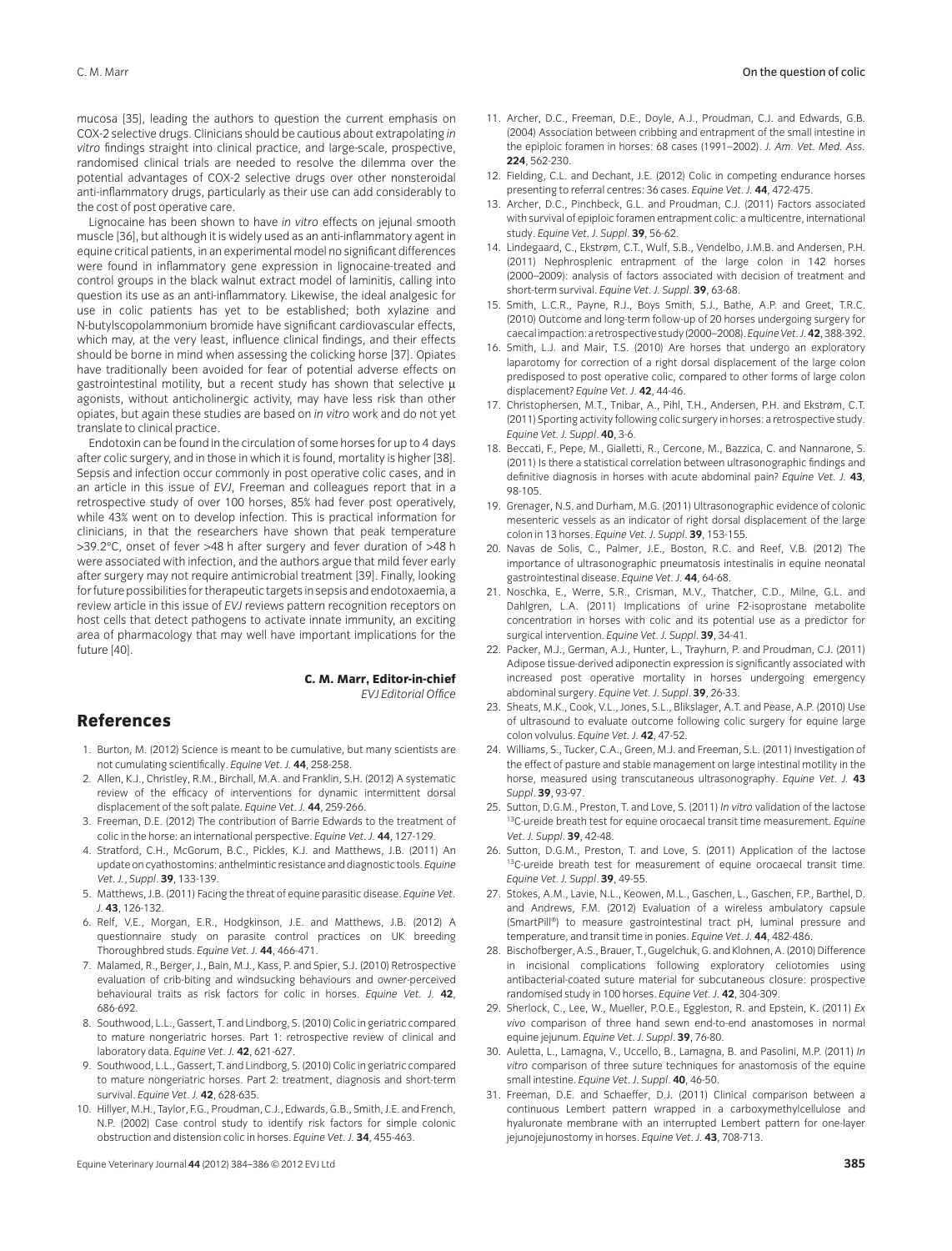mucosa [35], leading the authors to question the current emphasis on COX-2 selective drugs. Clinicians should be cautious about extrapolating *in vitro* findings straight into clinical practice, and large-scale, prospective, randomised clinical trials are needed to resolve the dilemma over the potential advantages of COX-2 selective drugs over other nonsteroidal anti-inflammatory drugs, particularly as their use can add considerably to the cost of post operative care.

Lignocaine has been shown to have *in vitro* effects on jejunal smooth muscle [36], but although it is widely used as an anti-inflammatory agent in equine critical patients, in an experimental model no significant differences were found in inflammatory gene expression in lignocaine-treated and control groups in the black walnut extract model of laminitis, calling into question its use as an anti-inflammatory. Likewise, the ideal analgesic for use in colic patients has yet to be established; both xylazine and N-butylscopolammonium bromide have significant cardiovascular effects, which may, at the very least, influence clinical findings, and their effects should be borne in mind when assessing the colicking horse [37]. Opiates have traditionally been avoided for fear of potential adverse effects on gastrointestinal motility, but a recent study has shown that selective μ agonists, without anticholinergic activity, may have less risk than other opiates, but again these studies are based on *in vitro* work and do not yet translate to clinical practice.

Endotoxin can be found in the circulation of some horses for up to 4 days after colic surgery, and in those in which it is found, mortality is higher [38]. Sepsis and infection occur commonly in post operative colic cases, and in an article in this issue of *EVJ*, Freeman and colleagues report that in a retrospective study of over 100 horses, 85% had fever post operatively, while 43% went on to develop infection. This is practical information for clinicians, in that the researchers have shown that peak temperature >39.2°C, onset of fever >48 h after surgery and fever duration of >48 h were associated with infection, and the authors argue that mild fever early after surgery may not require antimicrobial treatment [39]. Finally, looking for future possibilities for therapeutic targets in sepsis and endotoxaemia, a review article in this issue of *EVJ* reviews pattern recognition receptors on host cells that detect pathogens to activate innate immunity, an exciting area of pharmacology that may well have important implications for the future [40].

**C. M. Marr, Editor-in-chief**
*EVJ Editorial Office*

## References

1. Burton, M. (2012) Science is meant to be cumulative, but many scientists are not cumulating scientifically. *Equine Vet. J.* **44**, 258-258.
2. Allen, K.J., Christley, R.M., Birchall, M.A. and Franklin, S.H. (2012) A systematic review of the efficacy of interventions for dynamic intermittent dorsal displacement of the soft palate. *Equine Vet. J.* **44**, 259-266.
3. Freeman, D.E. (2012) The contribution of Barrie Edwards to the treatment of colic in the horse: an international perspective. *Equine Vet. J.* **44**, 127-129.
4. Stratford, C.H., McGorum, B.C., Pickles, K.J. and Matthews, J.B. (2011) An update on cyathostomins: anthelmintic resistance and diagnostic tools. *Equine Vet. J., Suppl.* **39**, 133-139.
5. Matthews, J.B. (2011) Facing the threat of equine parasitic disease. *Equine Vet. J.* **43**, 126-132.
6. Relf, V.E., Morgan, E.R., Hodgkinson, J.E. and Matthews, J.B. (2012) A questionnaire study on parasite control practices on UK breeding Thoroughbred studs. *Equine Vet. J.* **44**, 466-471.
7. Malamed, R., Berger, J., Bain, M.J., Kass, P. and Spier, S.J. (2010) Retrospective evaluation of crib-biting and windsucking behaviours and owner-perceived behavioural traits as risk factors for colic in horses. *Equine Vet. J.* **42**, 686-692.
8. Southwood, L.L., Gassert, T. and Lindborg, S. (2010) Colic in geriatric compared to mature nongeriatric horses. Part 1: retrospective review of clinical and laboratory data. *Equine Vet. J.* **42**, 621-627.
9. Southwood, L.L., Gassert, T. and Lindborg, S. (2010) Colic in geriatric compared to mature nongeriatric horses. Part 2: treatment, diagnosis and short-term survival. *Equine Vet. J.* **42**, 628-635.
10. Hillyer, M.H., Taylor, F.G., Proudman, C.J., Edwards, G.B., Smith, J.E. and French, N.P. (2002) Case control study to identify risk factors for simple colonic obstruction and distension colic in horses. *Equine Vet. J.* **34**, 455-463.
11. Archer, D.C., Freeman, D.E., Doyle, A.J., Proudman, C.J. and Edwards, G.B. (2004) Association between cribbing and entrapment of the small intestine in the epiploic foramen in horses: 68 cases (1991–2002). *J. Am. Vet. Med. Ass.* **224**, 562-230.
12. Fielding, C.L. and Dechant, J.E. (2012) Colic in competing endurance horses presenting to referral centres: 36 cases. *Equine Vet. J.* **44**, 472-475.
13. Archer, D.C., Pinchbeck, G.L. and Proudman, C.J. (2011) Factors associated with survival of epiploic foramen entrapment colic: a multicentre, international study. *Equine Vet. J. Suppl.* **39**, 56-62.
14. Lindegaard, C., Ekstrøm, C.T., Wulf, S.B., Vendelbo, J.M.B. and Andersen, P.H. (2011) Nephrosplenic entrapment of the large colon in 142 horses (2000–2009): analysis of factors associated with decision of treatment and short-term survival. *Equine Vet. J. Suppl.* **39**, 63-68.
15. Smith, L.C.R., Payne, R.J., Boys Smith, S.J., Bathe, A.P. and Greet, T.R.C. (2010) Outcome and long-term follow-up of 20 horses undergoing surgery for caecal impaction: a retrospective study (2000–2008). *Equine Vet. J.* **42**, 388-392.
16. Smith, L.J. and Mair, T.S. (2010) Are horses that undergo an exploratory laparotomy for correction of a right dorsal displacement of the large colon predisposed to post operative colic, compared to other forms of large colon displacement? *Equine Vet. J.* **42**, 44-46.
17. Christophersen, M.T., Tnibar, A., Pihl, T.H., Andersen, P.H. and Ekstrøm, C.T. (2011) Sporting activity following colic surgery in horses: a retrospective study. *Equine Vet. J. Suppl.* **40**, 3-6.
18. Beccati, F., Pepe, M., Gialletti, R., Cercone, M., Bazzica, C. and Nannarone, S. (2011) Is there a statistical correlation between ultrasonographic findings and definitive diagnosis in horses with acute abdominal pain? *Equine Vet. J.* **43**, 98-105.
19. Grenager, N.S. and Durham, M.G. (2011) Ultrasonographic evidence of colonic mesenteric vessels as an indicator of right dorsal displacement of the large colon in 13 horses. *Equine Vet. J. Suppl.* **39**, 153-155.
20. Navas de Solis, C., Palmer, J.E., Boston, R.C. and Reef, V.B. (2012) The importance of ultrasonographic pneumatosis intestinalis in equine neonatal gastrointestinal disease. *Equine Vet. J.* **44**, 64-68.
21. Noschka, E., Werre, S.R., Crisman, M.V., Thatcher, C.D., Milne, G.L. and Dahlgren, L.A. (2011) Implications of urine F2-isoprostane metabolite concentration in horses with colic and its potential use as a predictor for surgical intervention. *Equine Vet. J. Suppl.* **39**, 34-41.
22. Packer, M.J., German, A.J., Hunter, L., Trayhurn, P. and Proudman, C.J. (2011) Adipose tissue-derived adiponectin expression is significantly associated with increased post operative mortality in horses undergoing emergency abdominal surgery. *Equine Vet. J. Suppl.* **39**, 26-33.
23. Sheats, M.K., Cook, V.L., Jones, S.L., Blikslager, A.T. and Pease, A.P. (2010) Use of ultrasound to evaluate outcome following colic surgery for equine large colon volvulus. *Equine Vet. J.* **42**, 47-52.
24. Williams, S., Tucker, C.A., Green, M.J. and Freeman, S.L. (2011) Investigation of the effect of pasture and stable management on large intestinal motility in the horse, measured using transcutaneous ultrasonography. *Equine Vet. J.* **43** *Suppl.* **39**, 93-97.
25. Sutton, D.G.M., Preston, T. and Love, S. (2011) *In vitro* validation of the lactose $^{13}$C-ureide breath test for equine orocaecal transit time measurement. *Equine Vet. J. Suppl.* **39**, 42-48.
26. Sutton, D.G.M., Preston, T. and Love, S. (2011) Application of the lactose $^{13}$C-ureide breath test for measurement of equine orocaecal transit time. *Equine Vet. J. Suppl.* **39**, 49-55.
27. Stokes, A.M., Lavie, N.L., Keowen, M.L., Gaschen, L., Gaschen, F.P., Barthel, D. and Andrews, F.M. (2012) Evaluation of a wireless ambulatory capsule (SmartPill®) to measure gastrointestinal tract pH, luminal pressure and temperature, and transit time in ponies. *Equine Vet. J.* **44**, 482-486.
28. Bischofberger, A.S., Brauer, T., Gugelchuk, G. and Klohnen, A. (2010) Difference in incisional complications following exploratory celiotomies using antibacterial-coated suture material for subcutaneous closure: prospective randomised study in 100 horses. *Equine Vet. J.* **42**, 304-309.
29. Sherlock, C., Lee, W., Mueller, P.O.E., Eggleston, R. and Epstein, K. (2011) *Ex vivo* comparison of three hand sewn end-to-end anastomoses in normal equine jejunum. *Equine Vet. J. Suppl.* **39**, 76-80.
30. Auletta, L., Lamagna, V., Uccello, B., Lamagna, B. and Pasolini, M.P. (2011) *In vitro* comparison of three suture techniques for anastomosis of the equine small intestine. *Equine Vet. J. Suppl.* **40**, 46-50.
31. Freeman, D.E. and Schaeffer, D.J. (2011) Clinical comparison between a continuous Lembert pattern wrapped in a carboxymethylcellulose and hyaluronate membrane with an interrupted Lembert pattern for one-layer jejunojejunostomy in horses. *Equine Vet. J.* **43**, 708-713.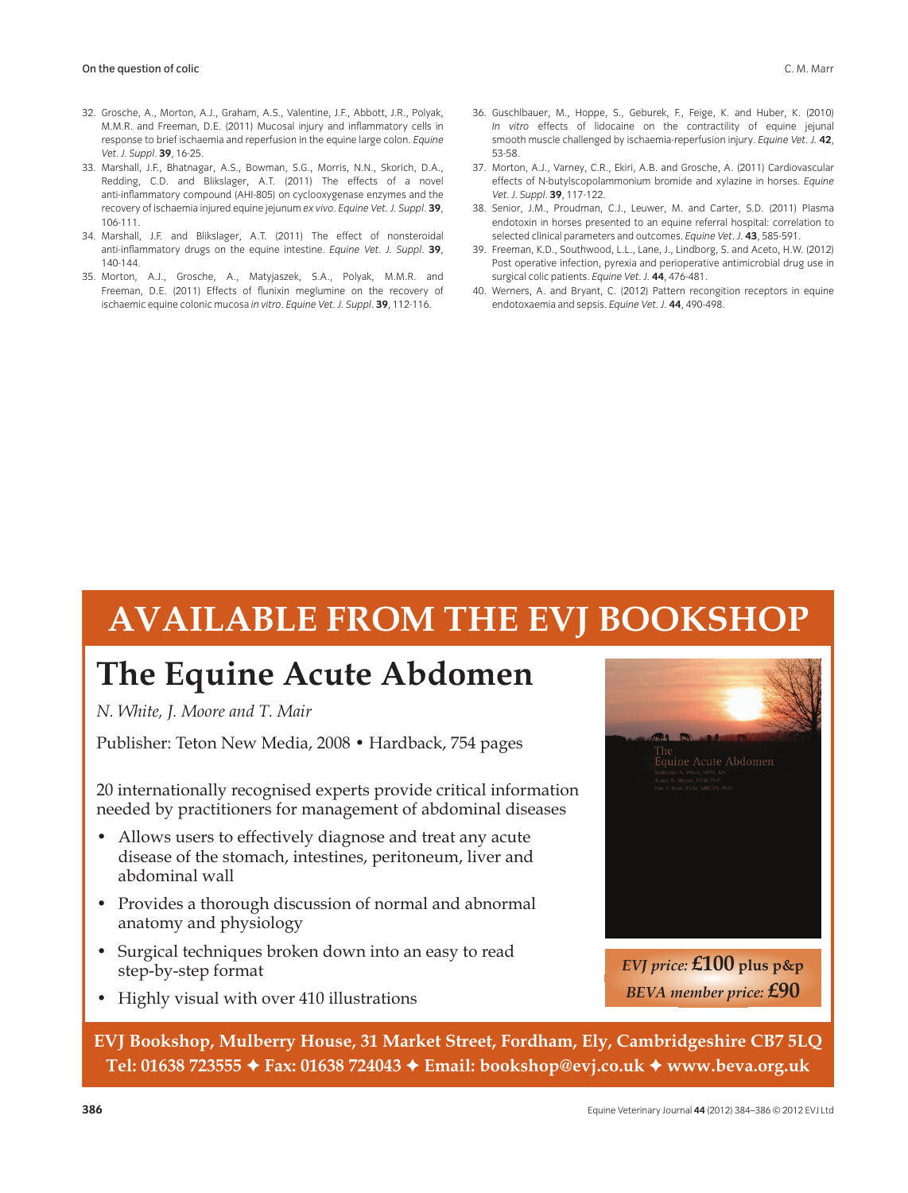32. Grosche, A., Morton, A.J., Graham, A.S., Valentine, J.F., Abbott, J.R., Polyak, M.M.R. and Freeman, D.E. (2011) Mucosal injury and inflammatory cells in response to brief ischaemia and reperfusion in the equine large colon. *Equine Vet. J. Suppl*. **39**, 16-25.
33. Marshall, J.F., Bhatnagar, A.S., Bowman, S.G., Morris, N.N., Skorich, D.A., Redding, C.D. and Blikslager, A.T. (2011) The effects of a novel anti-inflammatory compound (AHI-805) on cyclooxygenase enzymes and the recovery of ischaemia injured equine jejunum *ex vivo*. *Equine Vet. J. Suppl*. **39**, 106-111.
34. Marshall, J.F. and Blikslager, A.T. (2011) The effect of nonsteroidal anti-inflammatory drugs on the equine intestine. *Equine Vet. J. Suppl*. **39**, 140-144.
35. Morton, A.J., Grosche, A., Matyjaszek, S.A., Polyak, M.M.R. and Freeman, D.E. (2011) Effects of flunixin meglumine on the recovery of ischaemic equine colonic mucosa *in vitro*. *Equine Vet. J. Suppl*. **39**, 112-116.
36. Guschlbauer, M., Hoppe, S., Geburek, F., Feige, K. and Huber, K. (2010) *In vitro* effects of lidocaine on the contractility of equine jejunal smooth muscle challenged by ischaemia-reperfusion injury. *Equine Vet. J.* **42**, 53-58.
37. Morton, A.J., Varney, C.R., Ekiri, A.B. and Grosche, A. (2011) Cardiovascular effects of N-butylscopolammonium bromide and xylazine in horses. *Equine Vet. J. Suppl*. **39**, 117-122.
38. Senior, J.M., Proudman, C.J., Leuwer, M. and Carter, S.D. (2011) Plasma endotoxin in horses presented to an equine referral hospital: correlation to selected clinical parameters and outcomes. *Equine Vet. J.* **43**, 585-591.
39. Freeman, K.D., Southwood, L.L., Lane, J., Lindborg, S. and Aceto, H.W. (2012) Post operative infection, pyrexia and perioperative antimicrobial drug use in surgical colic patients. *Equine Vet. J.* **44**, 476-481.
40. Werners, A. and Bryant, C. (2012) Pattern recognition receptors in equine endotoxaemia and sepsis. *Equine Vet. J.* **44**, 490-498.

# AVAILABLE FROM THE EVJ BOOKSHOP

## The Equine Acute Abdomen

*N. White, J. Moore and T. Mair*

Publisher: Teton New Media, 2008 • Hardback, 754 pages

20 internationally recognised experts provide critical information needed by practitioners for management of abdominal diseases

- Allows users to effectively diagnose and treat any acute disease of the stomach, intestines, peritoneum, liver and abdominal wall
- Provides a thorough discussion of normal and abnormal anatomy and physiology
- Surgical techniques broken down into an easy to read step-by-step format
- Highly visual with over 410 illustrations

*EVJ price:* **£100 plus p&p**
*BEVA member price:* **£90**

**EVJ Bookshop, Mulberry House, 31 Market Street, Fordham, Ely, Cambridgeshire CB7 5LQ**
**Tel: 01638 723555 ✦ Fax: 01638 724043 ✦ Email: bookshop@evj.co.uk ✦ www.beva.org.uk**